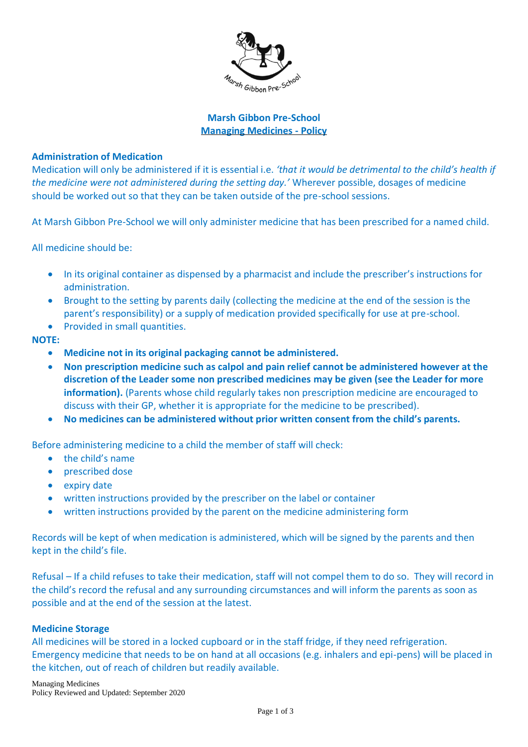# Marsh Gibbon Pre-School
## Managing Medicines - Policy

### Administration of Medication

Medication will only be administered if it is essential i.e. *'that it would be detrimental to the child's health if the medicine were not administered during the setting day.'* Wherever possible, dosages of medicine should be worked out so that they can be taken outside of the pre-school sessions.

At Marsh Gibbon Pre-School we will only administer medicine that has been prescribed for a named child.

All medicine should be:

- In its original container as dispensed by a pharmacist and include the prescriber's instructions for administration.
- Brought to the setting by parents daily (collecting the medicine at the end of the session is the parent's responsibility) or a supply of medication provided specifically for use at pre-school.
- Provided in small quantities.

**NOTE:**

- **Medicine not in its original packaging cannot be administered.**
- **Non prescription medicine such as calpol and pain relief cannot be administered however at the discretion of the Leader some non prescribed medicines may be given (see the Leader for more information).** (Parents whose child regularly takes non prescription medicine are encouraged to discuss with their GP, whether it is appropriate for the medicine to be prescribed).
- **No medicines can be administered without prior written consent from the child's parents.**

Before administering medicine to a child the member of staff will check:

- the child's name
- prescribed dose
- expiry date
- written instructions provided by the prescriber on the label or container
- written instructions provided by the parent on the medicine administering form

Records will be kept of when medication is administered, which will be signed by the parents and then kept in the child's file.

Refusal – If a child refuses to take their medication, staff will not compel them to do so. They will record in the child's record the refusal and any surrounding circumstances and will inform the parents as soon as possible and at the end of the session at the latest.

### Medicine Storage

All medicines will be stored in a locked cupboard or in the staff fridge, if they need refrigeration. Emergency medicine that needs to be on hand at all occasions (e.g. inhalers and epi-pens) will be placed in the kitchen, out of reach of children but readily available.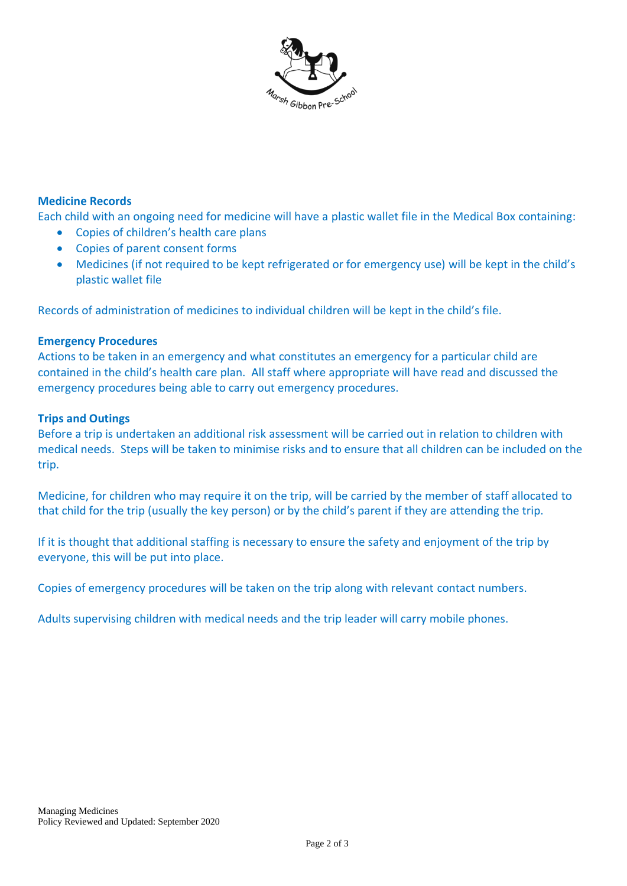## Medicine Records

Each child with an ongoing need for medicine will have a plastic wallet file in the Medical Box containing:

- Copies of children's health care plans
- Copies of parent consent forms
- Medicines (if not required to be kept refrigerated or for emergency use) will be kept in the child's plastic wallet file

Records of administration of medicines to individual children will be kept in the child's file.

## Emergency Procedures

Actions to be taken in an emergency and what constitutes an emergency for a particular child are contained in the child's health care plan. All staff where appropriate will have read and discussed the emergency procedures being able to carry out emergency procedures.

## Trips and Outings

Before a trip is undertaken an additional risk assessment will be carried out in relation to children with medical needs. Steps will be taken to minimise risks and to ensure that all children can be included on the trip.

Medicine, for children who may require it on the trip, will be carried by the member of staff allocated to that child for the trip (usually the key person) or by the child's parent if they are attending the trip.

If it is thought that additional staffing is necessary to ensure the safety and enjoyment of the trip by everyone, this will be put into place.

Copies of emergency procedures will be taken on the trip along with relevant contact numbers.

Adults supervising children with medical needs and the trip leader will carry mobile phones.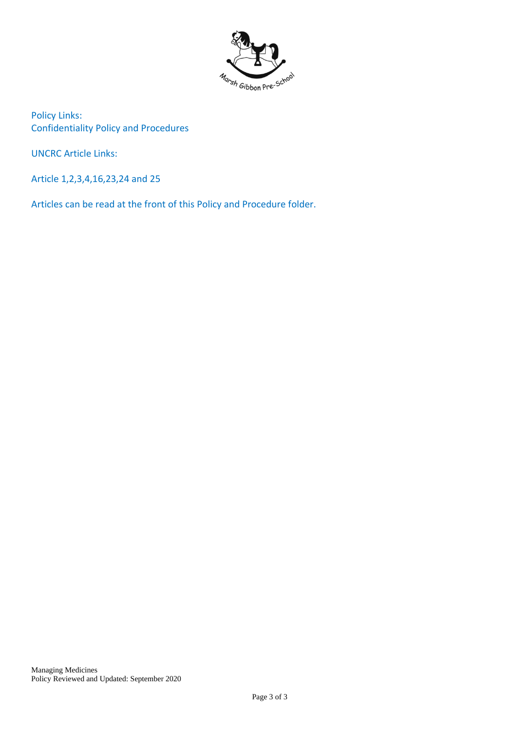Policy Links:
Confidentiality Policy and Procedures

UNCRC Article Links:

Article 1,2,3,4,16,23,24 and 25

Articles can be read at the front of this Policy and Procedure folder.